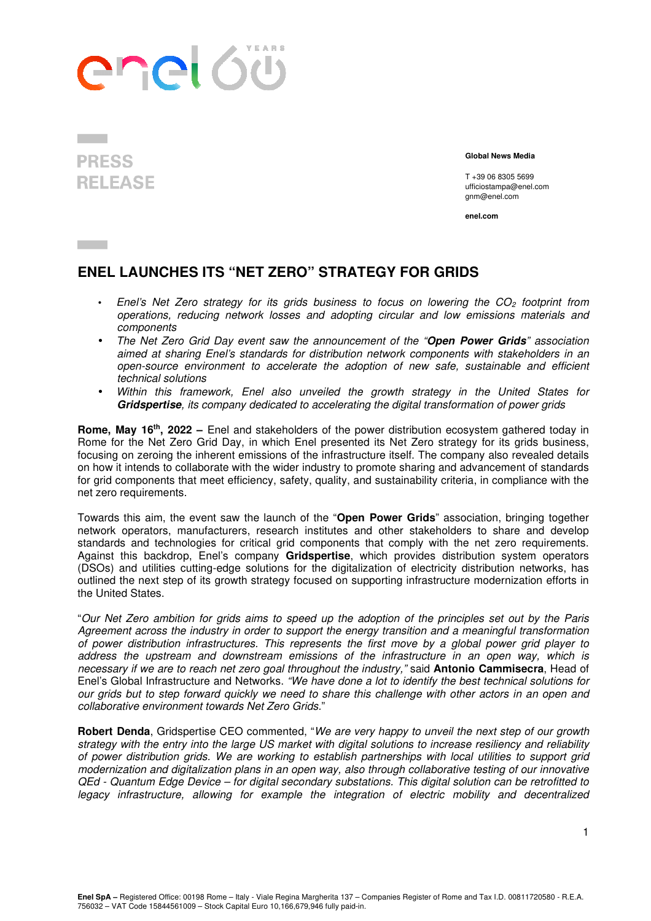PRESS RELEASE

**Global News Media**

T +39 06 8305 5699
ufficiostampa@enel.com
gnm@enel.com

**enel.com**

# ENEL LAUNCHES ITS "NET ZERO" STRATEGY FOR GRIDS

- *Enel's Net Zero strategy for its grids business to focus on lowering the $CO_2$ footprint from operations, reducing network losses and adopting circular and low emissions materials and components*
- *The Net Zero Grid Day event saw the announcement of the "**Open Power Grids**" association aimed at sharing Enel's standards for distribution network components with stakeholders in an open-source environment to accelerate the adoption of new safe, sustainable and efficient technical solutions*
- *Within this framework, Enel also unveiled the growth strategy in the United States for **Gridspertise**, its company dedicated to accelerating the digital transformation of power grids*

**Rome, May 16th, 2022 –** Enel and stakeholders of the power distribution ecosystem gathered today in Rome for the Net Zero Grid Day, in which Enel presented its Net Zero strategy for its grids business, focusing on zeroing the inherent emissions of the infrastructure itself. The company also revealed details on how it intends to collaborate with the wider industry to promote sharing and advancement of standards for grid components that meet efficiency, safety, quality, and sustainability criteria, in compliance with the net zero requirements.

Towards this aim, the event saw the launch of the "**Open Power Grids**" association, bringing together network operators, manufacturers, research institutes and other stakeholders to share and develop standards and technologies for critical grid components that comply with the net zero requirements. Against this backdrop, Enel's company **Gridspertise**, which provides distribution system operators (DSOs) and utilities cutting-edge solutions for the digitalization of electricity distribution networks, has outlined the next step of its growth strategy focused on supporting infrastructure modernization efforts in the United States.

"*Our Net Zero ambition for grids aims to speed up the adoption of the principles set out by the Paris Agreement across the industry in order to support the energy transition and a meaningful transformation of power distribution infrastructures. This represents the first move by a global power grid player to address the upstream and downstream emissions of the infrastructure in an open way, which is necessary if we are to reach net zero goal throughout the industry,"* said **Antonio Cammisecra**, Head of Enel's Global Infrastructure and Networks. *"We have done a lot to identify the best technical solutions for our grids but to step forward quickly we need to share this challenge with other actors in an open and collaborative environment towards Net Zero Grids.*"

**Robert Denda**, Gridspertise CEO commented, "*We are very happy to unveil the next step of our growth strategy with the entry into the large US market with digital solutions to increase resiliency and reliability of power distribution grids. We are working to establish partnerships with local utilities to support grid modernization and digitalization plans in an open way, also through collaborative testing of our innovative QEd - Quantum Edge Device – for digital secondary substations. This digital solution can be retrofitted to legacy infrastructure, allowing for example the integration of electric mobility and decentralized*

**Enel SpA –** Registered Office: 00198 Rome – Italy - Viale Regina Margherita 137 – Companies Register of Rome and Tax I.D. 00811720580 - R.E.A. 756032 – VAT Code 15844561009 – Stock Capital Euro 10,166,679,946 fully paid-in.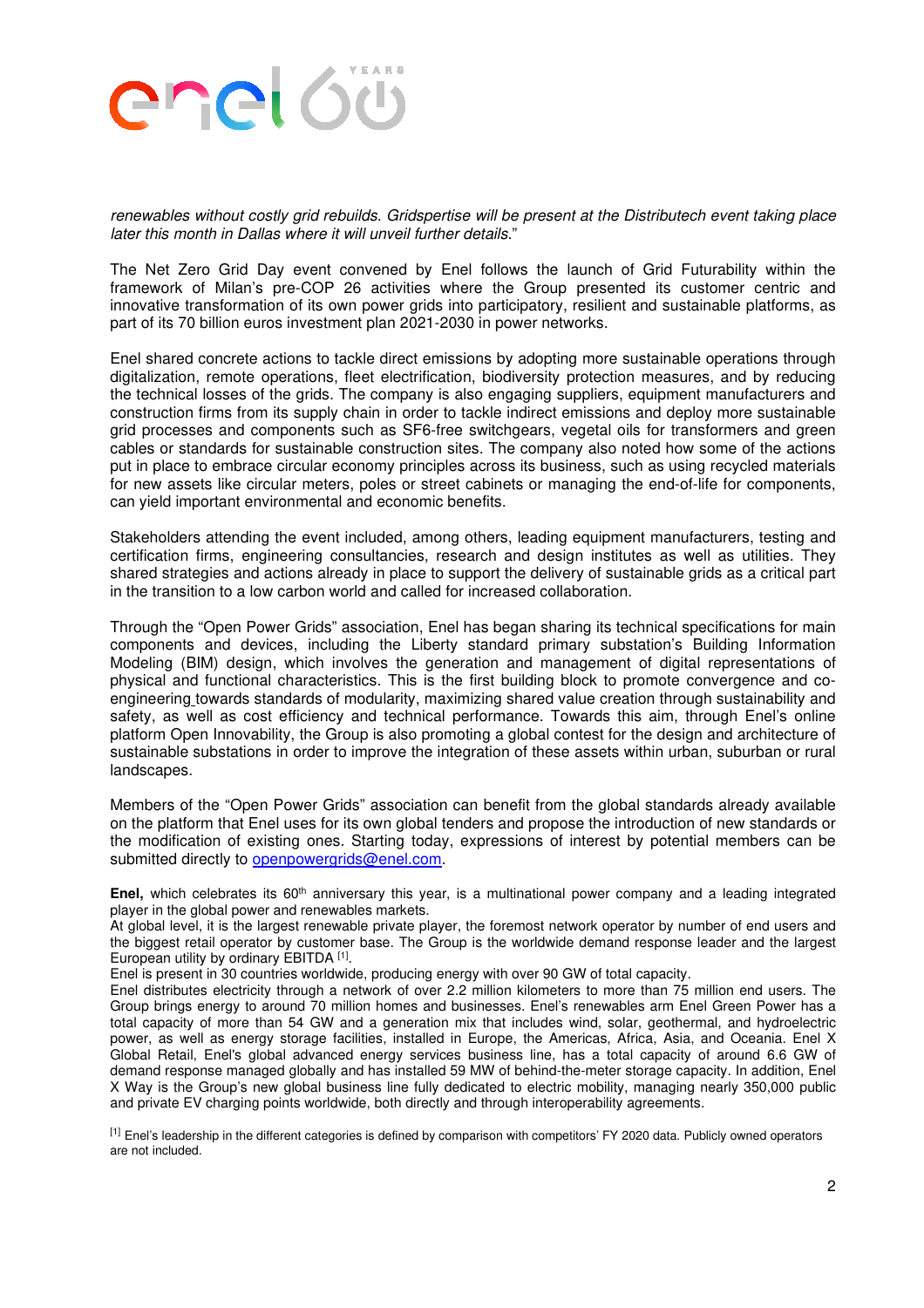*renewables without costly grid rebuilds. Gridspertise will be present at the Distributech event taking place later this month in Dallas where it will unveil further details.*"

The Net Zero Grid Day event convened by Enel follows the launch of Grid Futurability within the framework of Milan's pre-COP 26 activities where the Group presented its customer centric and innovative transformation of its own power grids into participatory, resilient and sustainable platforms, as part of its 70 billion euros investment plan 2021-2030 in power networks.

Enel shared concrete actions to tackle direct emissions by adopting more sustainable operations through digitalization, remote operations, fleet electrification, biodiversity protection measures, and by reducing the technical losses of the grids. The company is also engaging suppliers, equipment manufacturers and construction firms from its supply chain in order to tackle indirect emissions and deploy more sustainable grid processes and components such as SF6-free switchgears, vegetal oils for transformers and green cables or standards for sustainable construction sites. The company also noted how some of the actions put in place to embrace circular economy principles across its business, such as using recycled materials for new assets like circular meters, poles or street cabinets or managing the end-of-life for components, can yield important environmental and economic benefits.

Stakeholders attending the event included, among others, leading equipment manufacturers, testing and certification firms, engineering consultancies, research and design institutes as well as utilities. They shared strategies and actions already in place to support the delivery of sustainable grids as a critical part in the transition to a low carbon world and called for increased collaboration.

Through the "Open Power Grids" association, Enel has began sharing its technical specifications for main components and devices, including the Liberty standard primary substation's Building Information Modeling (BIM) design, which involves the generation and management of digital representations of physical and functional characteristics. This is the first building block to promote convergence and co-engineering towards standards of modularity, maximizing shared value creation through sustainability and safety, as well as cost efficiency and technical performance. Towards this aim, through Enel's online platform Open Innovability, the Group is also promoting a global contest for the design and architecture of sustainable substations in order to improve the integration of these assets within urban, suburban or rural landscapes.

Members of the "Open Power Grids" association can benefit from the global standards already available on the platform that Enel uses for its own global tenders and propose the introduction of new standards or the modification of existing ones. Starting today, expressions of interest by potential members can be submitted directly to openpowergrids@enel.com.

**Enel,** which celebrates its 60th anniversary this year, is a multinational power company and a leading integrated player in the global power and renewables markets.
At global level, it is the largest renewable private player, the foremost network operator by number of end users and the biggest retail operator by customer base. The Group is the worldwide demand response leader and the largest European utility by ordinary EBITDA [1].
Enel is present in 30 countries worldwide, producing energy with over 90 GW of total capacity.
Enel distributes electricity through a network of over 2.2 million kilometers to more than 75 million end users. The Group brings energy to around 70 million homes and businesses. Enel's renewables arm Enel Green Power has a total capacity of more than 54 GW and a generation mix that includes wind, solar, geothermal, and hydroelectric power, as well as energy storage facilities, installed in Europe, the Americas, Africa, Asia, and Oceania. Enel X Global Retail, Enel's global advanced energy services business line, has a total capacity of around 6.6 GW of demand response managed globally and has installed 59 MW of behind-the-meter storage capacity. In addition, Enel X Way is the Group's new global business line fully dedicated to electric mobility, managing nearly 350,000 public and private EV charging points worldwide, both directly and through interoperability agreements.

[1] Enel's leadership in the different categories is defined by comparison with competitors' FY 2020 data. Publicly owned operators are not included.